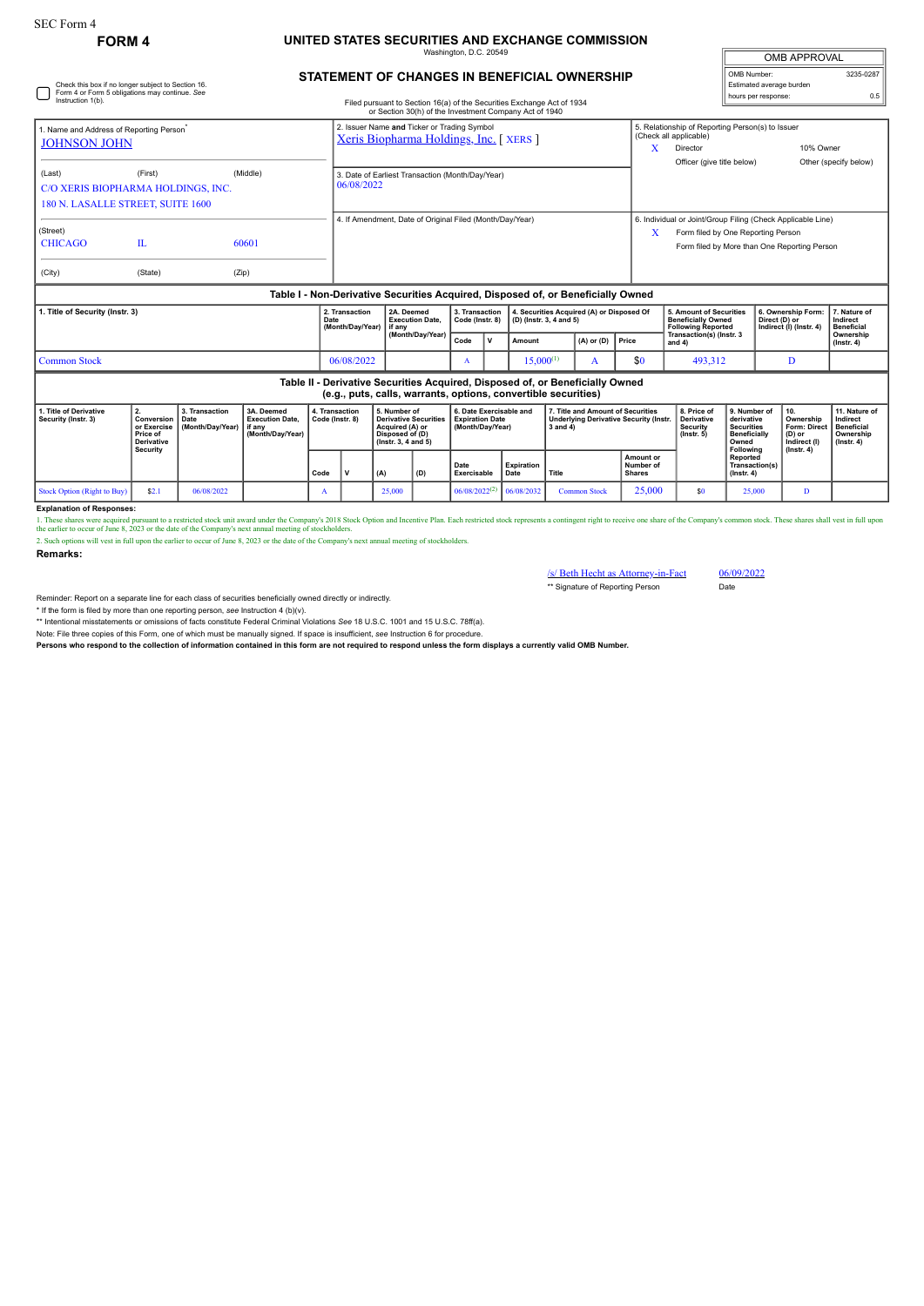SEC Form 4

**FORM 4**

# UNITED STATES SECURITIES AND EXCHANGE COMMISSION

Washington, D.C. 20549

## STATEMENT OF CHANGES IN BENEFICIAL OWNERSHIP

Filed pursuant to Section 16(a) of the Securities Exchange Act of 1934 or Section 30(h) of the Investment Company Act of 1940

| OMB APPROVAL | |
|---|---|
| OMB Number: | 3235-0287 |
| Estimated average burden hours per response: | 0.5 |

☐ Check this box if no longer subject to Section 16. Form 4 or Form 5 obligations may continue. *See* Instruction 1(b).

1. Name and Address of Reporting Person*
JOHNSON JOHN

(Last) (First) (Middle)
C/O XERIS BIOPHARMA HOLDINGS, INC.
180 N. LASALLE STREET, SUITE 1600

(Street)
CHICAGO IL 60601

(City) (State) (Zip)

2. Issuer Name **and** Ticker or Trading Symbol
Xeris Biopharma Holdings, Inc. [ XERS ]

3. Date of Earliest Transaction (Month/Day/Year)
06/08/2022

4. If Amendment, Date of Original Filed (Month/Day/Year)

5. Relationship of Reporting Person(s) to Issuer (Check all applicable)
X Director
10% Owner
Officer (give title below)
Other (specify below)

6. Individual or Joint/Group Filing (Check Applicable Line)
X Form filed by One Reporting Person
Form filed by More than One Reporting Person

### Table I - Non-Derivative Securities Acquired, Disposed of, or Beneficially Owned

| 1. Title of Security (Instr. 3) | 2. Transaction Date (Month/Day/Year) | 2A. Deemed Execution Date, if any (Month/Day/Year) | 3. Transaction Code (Instr. 8) | | 4. Securities Acquired (A) or Disposed Of (D) (Instr. 3, 4 and 5) | | | 5. Amount of Securities Beneficially Owned Following Reported Transaction(s) (Instr. 3 and 4) | 6. Ownership Form: Direct (D) or Indirect (I) (Instr. 4) | 7. Nature of Indirect Beneficial Ownership (Instr. 4) |
|---|---|---|---|---|---|---|---|---|---|---|
| | | | Code | V | Amount | (A) or (D) | Price | | | |
| Common Stock | 06/08/2022 | | A | | 15,000[1] | A | $0 | 493,312 | D | |

### Table II - Derivative Securities Acquired, Disposed of, or Beneficially Owned (e.g., puts, calls, warrants, options, convertible securities)

| 1. Title of Derivative Security (Instr. 3) | 2. Conversion or Exercise Price of Derivative Security | 3. Transaction Date (Month/Day/Year) | 3A. Deemed Execution Date, if any (Month/Day/Year) | 4. Transaction Code (Instr. 8) | | 5. Number of Derivative Securities Acquired (A) or Disposed of (D) (Instr. 3, 4 and 5) | | 6. Date Exercisable and Expiration Date (Month/Day/Year) | | 7. Title and Amount of Securities Underlying Derivative Security (Instr. 3 and 4) | | 8. Price of Derivative Security (Instr. 5) | 9. Number of derivative Securities Beneficially Owned Following Reported Transaction(s) (Instr. 4) | 10. Ownership Form: Direct (D) or Indirect (I) (Instr. 4) | 11. Nature of Indirect Beneficial Ownership (Instr. 4) |
|---|---|---|---|---|---|---|---|---|---|---|---|---|---|---|---|
| | | | | Code | V | (A) | (D) | Date Exercisable | Expiration Date | Title | Amount or Number of Shares | | | | |
| Stock Option (Right to Buy) | $2.1 | 06/08/2022 | | A | | 25,000 | | 06/08/2022[2] | 06/08/2032 | Common Stock | 25,000 | $0 | 25,000 | D | |

**Explanation of Responses:**

1. These shares were acquired pursuant to a restricted stock unit award under the Company's 2018 Stock Option and Incentive Plan. Each restricted stock represents a contingent right to receive one share of the Company's common stock. These shares shall vest in full upon the earlier to occur of June 8, 2023 or the date of the Company's next annual meeting of stockholders.

2. Such options will vest in full upon the earlier to occur of June 8, 2023 or the date of the Company's next annual meeting of stockholders.

**Remarks:**

/s/ Beth Hecht as Attorney-in-Fact 06/09/2022

** Signature of Reporting Person Date

Reminder: Report on a separate line for each class of securities beneficially owned directly or indirectly.

* If the form is filed by more than one reporting person, *see* Instruction 4 (b)(v).

** Intentional misstatements or omissions of facts constitute Federal Criminal Violations *See* 18 U.S.C. 1001 and 15 U.S.C. 78ff(a).

Note: File three copies of this Form, one of which must be manually signed. If space is insufficient, *see* Instruction 6 for procedure.

**Persons who respond to the collection of information contained in this form are not required to respond unless the form displays a currently valid OMB Number.**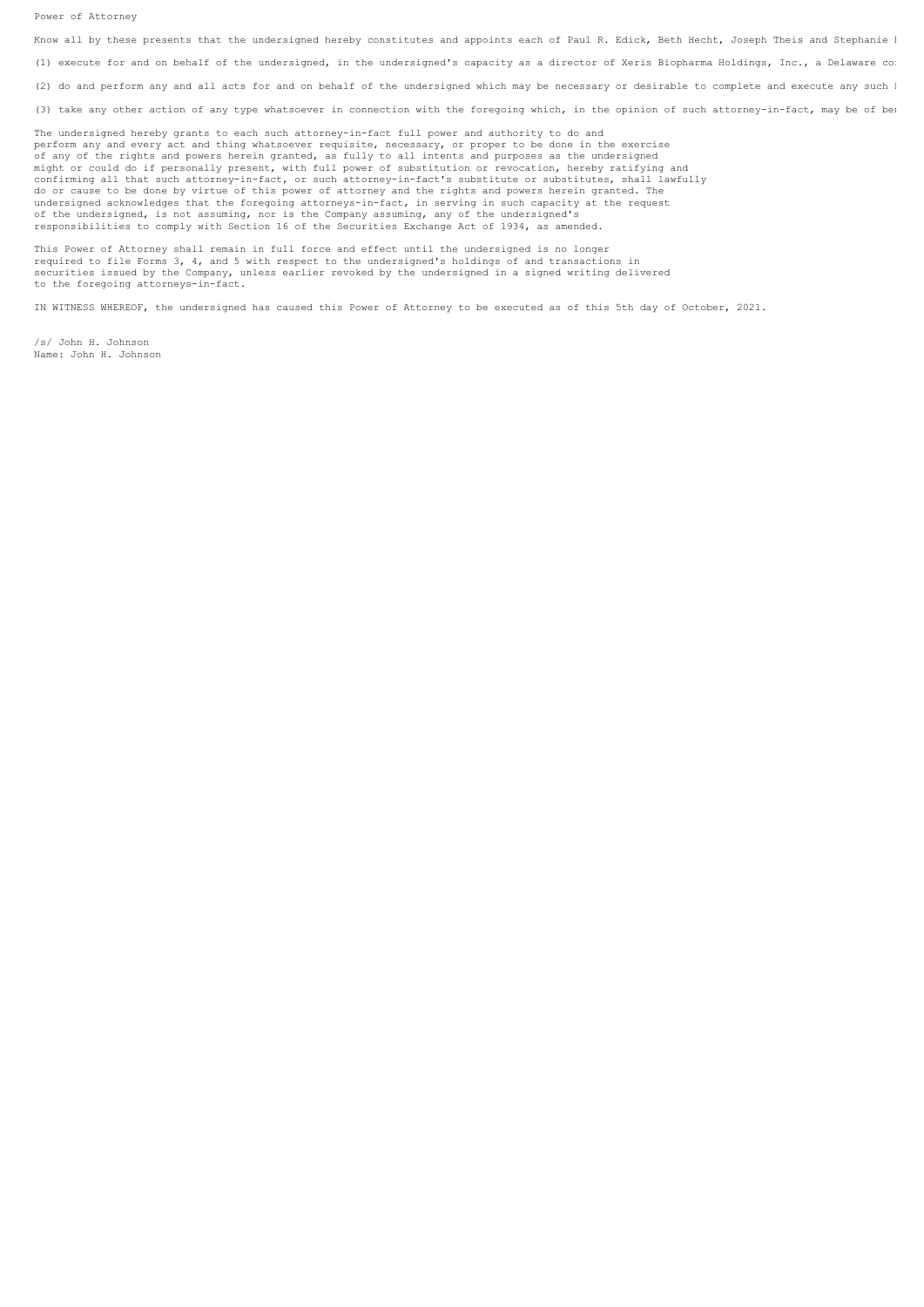Power of Attorney

Know all by these presents that the undersigned hereby constitutes and appoints each of Paul R. Edick, Beth Hecht, Joseph Theis and Stephanie I

(1) execute for and on behalf of the undersigned, in the undersigned's capacity as a director of Xeris Biopharma Holdings, Inc., a Delaware co

(2) do and perform any and all acts for and on behalf of the undersigned which may be necessary or desirable to complete and execute any such I

(3) take any other action of any type whatsoever in connection with the foregoing which, in the opinion of such attorney-in-fact, may be of be

The undersigned hereby grants to each such attorney-in-fact full power and authority to do and perform any and every act and thing whatsoever requisite, necessary, or proper to be done in the exercise of any of the rights and powers herein granted, as fully to all intents and purposes as the undersigned might or could do if personally present, with full power of substitution or revocation, hereby ratifying and confirming all that such attorney-in-fact, or such attorney-in-fact's substitute or substitutes, shall lawfully do or cause to be done by virtue of this power of attorney and the rights and powers herein granted. The undersigned acknowledges that the foregoing attorneys-in-fact, in serving in such capacity at the request of the undersigned, is not assuming, nor is the Company assuming, any of the undersigned's responsibilities to comply with Section 16 of the Securities Exchange Act of 1934, as amended.

This Power of Attorney shall remain in full force and effect until the undersigned is no longer required to file Forms 3, 4, and 5 with respect to the undersigned's holdings of and transactions in securities issued by the Company, unless earlier revoked by the undersigned in a signed writing delivered to the foregoing attorneys-in-fact.

IN WITNESS WHEREOF, the undersigned has caused this Power of Attorney to be executed as of this 5th day of October, 2021.

/s/ John H. Johnson
Name: John H. Johnson